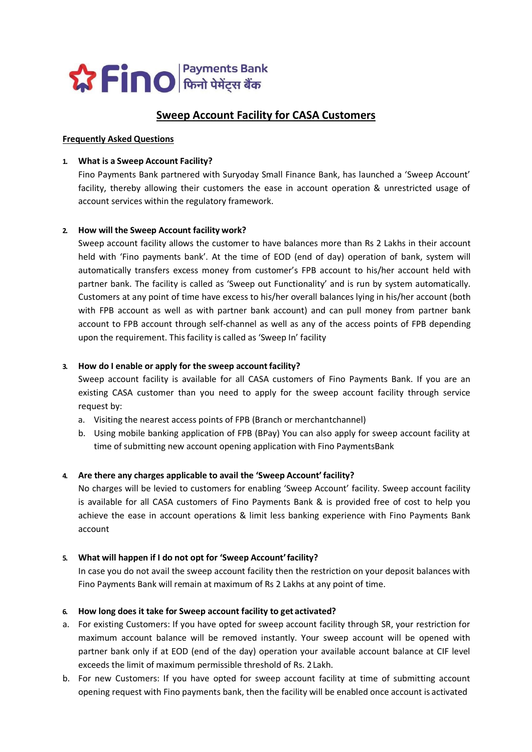Fino Payments Bank फिनो पेमेंट्स बैंक

# Sweep Account Facility for CASA Customers

## Frequently Asked Questions

1. **What is a Sweep Account Facility?**
   Fino Payments Bank partnered with Suryoday Small Finance Bank, has launched a 'Sweep Account' facility, thereby allowing their customers the ease in account operation & unrestricted usage of account services within the regulatory framework.

2. **How will the Sweep Account facility work?**
   Sweep account facility allows the customer to have balances more than Rs 2 Lakhs in their account held with 'Fino payments bank'. At the time of EOD (end of day) operation of bank, system will automatically transfers excess money from customer's FPB account to his/her account held with partner bank. The facility is called as 'Sweep out Functionality' and is run by system automatically. Customers at any point of time have excess to his/her overall balances lying in his/her account (both with FPB account as well as with partner bank account) and can pull money from partner bank account to FPB account through self-channel as well as any of the access points of FPB depending upon the requirement. This facility is called as 'Sweep In' facility

3. **How do I enable or apply for the sweep account facility?**
   Sweep account facility is available for all CASA customers of Fino Payments Bank. If you are an existing CASA customer than you need to apply for the sweep account facility through service request by:
   a. Visiting the nearest access points of FPB (Branch or merchantchannel)
   b. Using mobile banking application of FPB (BPay) You can also apply for sweep account facility at time of submitting new account opening application with Fino PaymentsBank

4. **Are there any charges applicable to avail the 'Sweep Account' facility?**
   No charges will be levied to customers for enabling 'Sweep Account' facility. Sweep account facility is available for all CASA customers of Fino Payments Bank & is provided free of cost to help you achieve the ease in account operations & limit less banking experience with Fino Payments Bank account

5. **What will happen if I do not opt for 'Sweep Account' facility?**
   In case you do not avail the sweep account facility then the restriction on your deposit balances with Fino Payments Bank will remain at maximum of Rs 2 Lakhs at any point of time.

6. **How long does it take for Sweep account facility to get activated?**

a. For existing Customers: If you have opted for sweep account facility through SR, your restriction for maximum account balance will be removed instantly. Your sweep account will be opened with partner bank only if at EOD (end of the day) operation your available account balance at CIF level exceeds the limit of maximum permissible threshold of Rs. 2 Lakh.

b. For new Customers: If you have opted for sweep account facility at time of submitting account opening request with Fino payments bank, then the facility will be enabled once account is activated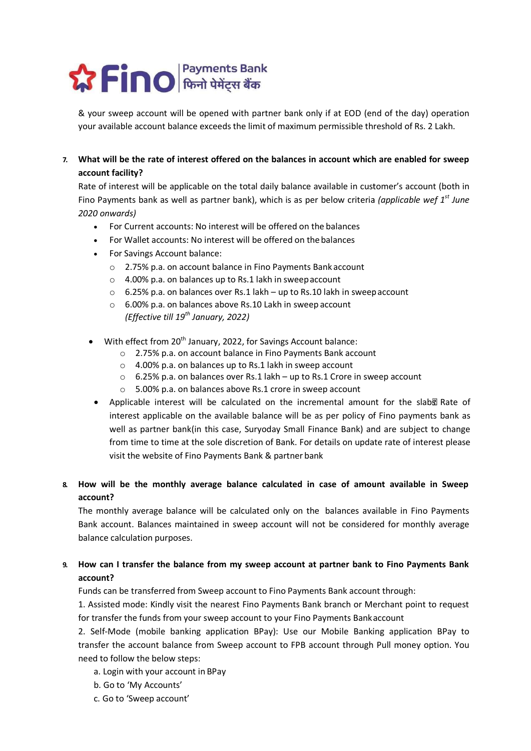& your sweep account will be opened with partner bank only if at EOD (end of the day) operation your available account balance exceeds the limit of maximum permissible threshold of Rs. 2 Lakh.

7. **What will be the rate of interest offered on the balances in account which are enabled for sweep account facility?**

Rate of interest will be applicable on the total daily balance available in customer's account (both in Fino Payments bank as well as partner bank), which is as per below criteria *(applicable wef 1st June 2020 onwards)*

- For Current accounts: No interest will be offered on the balances
- For Wallet accounts: No interest will be offered on the balances
- For Savings Account balance:
  - 2.75% p.a. on account balance in Fino Payments Bank account
  - 4.00% p.a. on balances up to Rs.1 lakh in sweep account
  - 6.25% p.a. on balances over Rs.1 lakh – up to Rs.10 lakh in sweep account
  - 6.00% p.a. on balances above Rs.10 Lakh in sweep account
    *(Effective till 19th January, 2022)*

- With effect from 20th January, 2022, for Savings Account balance:
  - 2.75% p.a. on account balance in Fino Payments Bank account
  - 4.00% p.a. on balances up to Rs.1 lakh in sweep account
  - 6.25% p.a. on balances over Rs.1 lakh – up to Rs.1 Crore in sweep account
  - 5.00% p.a. on balances above Rs.1 crore in sweep account
- Applicable interest will be calculated on the incremental amount for the slab. Rate of interest applicable on the available balance will be as per policy of Fino payments bank as well as partner bank(in this case, Suryoday Small Finance Bank) and are subject to change from time to time at the sole discretion of Bank. For details on update rate of interest please visit the website of Fino Payments Bank & partner bank

8. **How will be the monthly average balance calculated in case of amount available in Sweep account?**

The monthly average balance will be calculated only on the balances available in Fino Payments Bank account. Balances maintained in sweep account will not be considered for monthly average balance calculation purposes.

9. **How can I transfer the balance from my sweep account at partner bank to Fino Payments Bank account?**

Funds can be transferred from Sweep account to Fino Payments Bank account through:

1. Assisted mode: Kindly visit the nearest Fino Payments Bank branch or Merchant point to request for transfer the funds from your sweep account to your Fino Payments Bank account

2. Self-Mode (mobile banking application BPay): Use our Mobile Banking application BPay to transfer the account balance from Sweep account to FPB account through Pull money option. You need to follow the below steps:

   a. Login with your account in BPay
   b. Go to 'My Accounts'
   c. Go to 'Sweep account'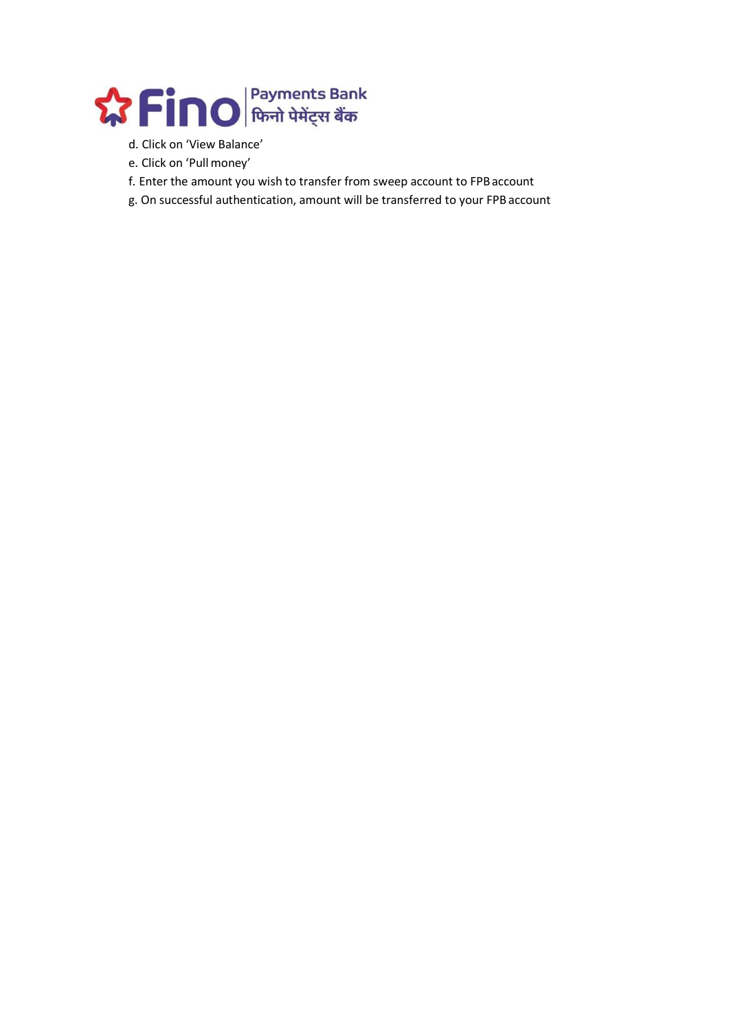d. Click on ‘View Balance’

e. Click on ‘Pull money’

f. Enter the amount you wish to transfer from sweep account to FPB account

g. On successful authentication, amount will be transferred to your FPB account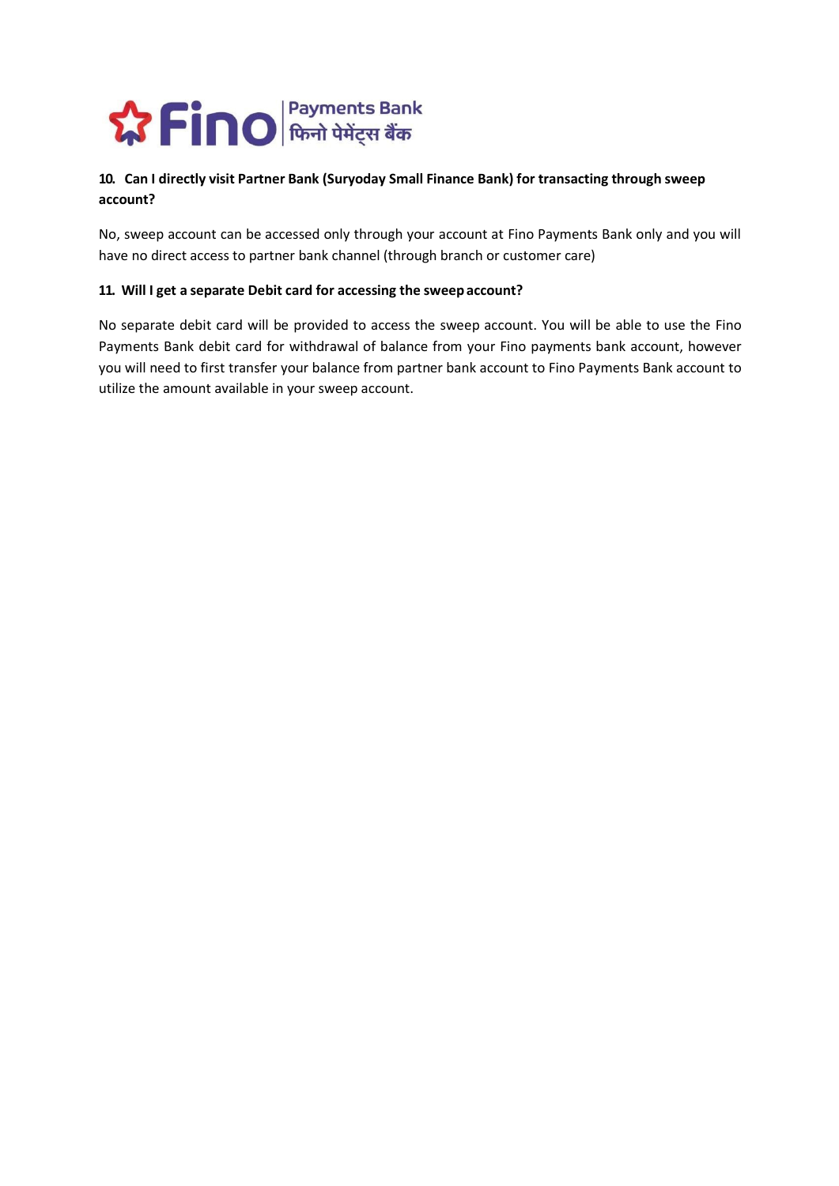**10. Can I directly visit Partner Bank (Suryoday Small Finance Bank) for transacting through sweep account?**

No, sweep account can be accessed only through your account at Fino Payments Bank only and you will have no direct access to partner bank channel (through branch or customer care)

**11. Will I get a separate Debit card for accessing the sweep account?**

No separate debit card will be provided to access the sweep account. You will be able to use the Fino Payments Bank debit card for withdrawal of balance from your Fino payments bank account, however you will need to first transfer your balance from partner bank account to Fino Payments Bank account to utilize the amount available in your sweep account.